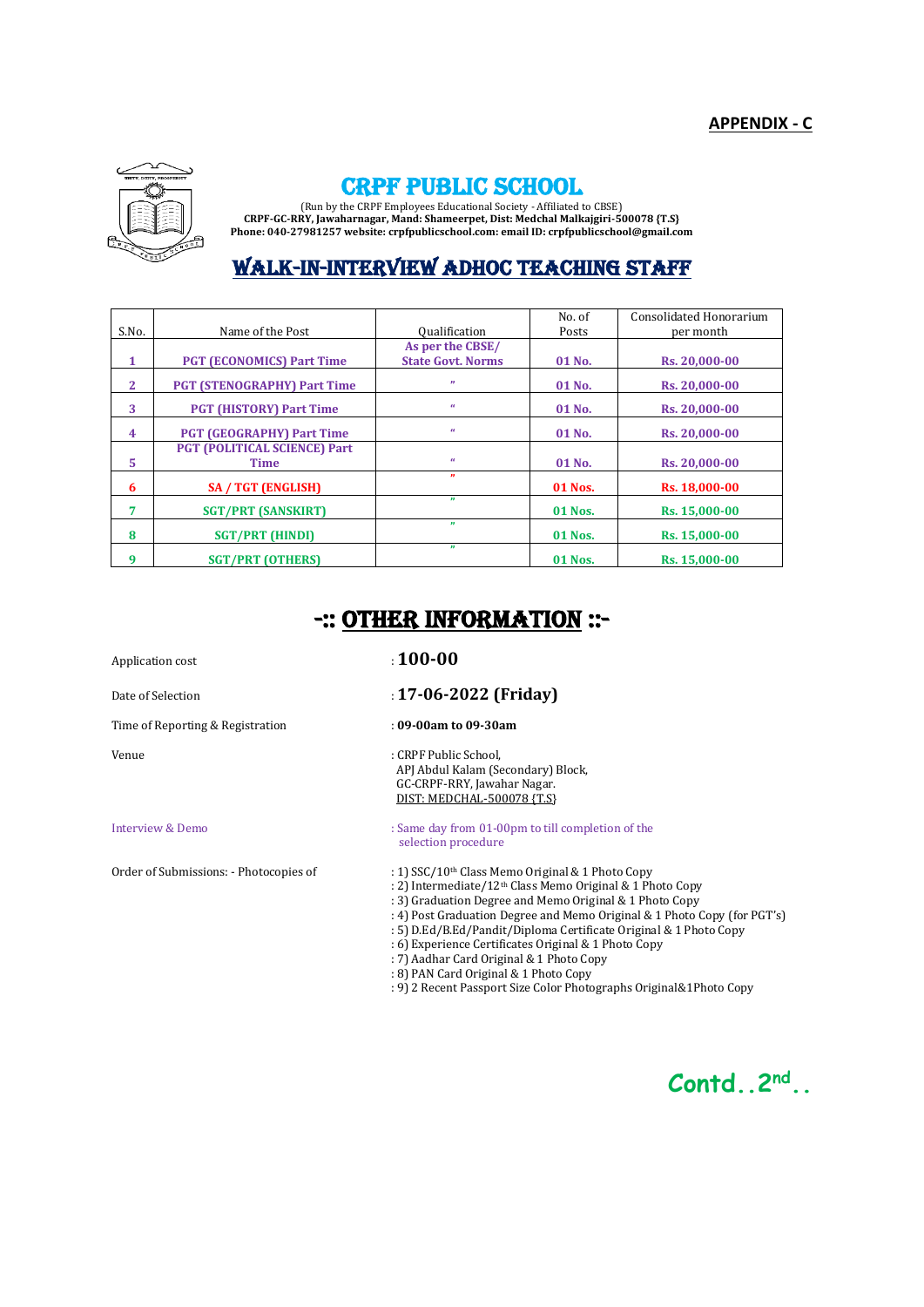**APPENDIX - C**

# CRPF PUBLIC SCHOOL

(Run by the CRPF Employees Educational Society - Affiliated to CBSE)
**CRPF-GC-RRY, Jawaharnagar, Mand: Shameerpet, Dist: Medchal Malkajgiri-500078 {T.S}**
**Phone: 040-27981257 website: crpfpublicschool.com: email ID: crpfpublicschool@gmail.com**

## WALK-IN-INTERVIEW ADHOC TEACHING STAFF

| S.No. | Name of the Post | Qualification | No. of Posts | Consolidated Honorarium per month |
|---|---|---|---|---|
| 1 | PGT (ECONOMICS) Part Time | As per the CBSE/ State Govt. Norms | 01 No. | Rs. 20,000-00 |
| 2 | PGT (STENOGRAPHY) Part Time | " | 01 No. | Rs. 20,000-00 |
| 3 | PGT (HISTORY) Part Time | " | 01 No. | Rs. 20,000-00 |
| 4 | PGT (GEOGRAPHY) Part Time | " | 01 No. | Rs. 20,000-00 |
| 5 | PGT (POLITICAL SCIENCE) Part Time | " | 01 No. | Rs. 20,000-00 |
| 6 | SA / TGT (ENGLISH) | " | 01 Nos. | Rs. 18,000-00 |
| 7 | SGT/PRT (SANSKIRT) | " | 01 Nos. | Rs. 15,000-00 |
| 8 | SGT/PRT (HINDI) | " | 01 Nos. | Rs. 15,000-00 |
| 9 | SGT/PRT (OTHERS) | " | 01 Nos. | Rs. 15,000-00 |

## -:: OTHER INFORMATION ::-

Application cost : **100-00**

Date of Selection : **17-06-2022 (Friday)**

Time of Reporting & Registration : **09-00am to 09-30am**

Venue : CRPF Public School,
APJ Abdul Kalam (Secondary) Block,
GC-CRPF-RRY, Jawahar Nagar.
DIST: MEDCHAL-500078 {T.S}

Interview & Demo : Same day from 01-00pm to till completion of the selection procedure

Order of Submissions: - Photocopies of

: 1) SSC/10th Class Memo Original & 1 Photo Copy
: 2) Intermediate/12th Class Memo Original & 1 Photo Copy
: 3) Graduation Degree and Memo Original & 1 Photo Copy
: 4) Post Graduation Degree and Memo Original & 1 Photo Copy (for PGT's)
: 5) D.Ed/B.Ed/Pandit/Diploma Certificate Original & 1 Photo Copy
: 6) Experience Certificates Original & 1 Photo Copy
: 7) Aadhar Card Original & 1 Photo Copy
: 8) PAN Card Original & 1 Photo Copy
: 9) 2 Recent Passport Size Color Photographs Original&1Photo Copy

**Contd..2nd..**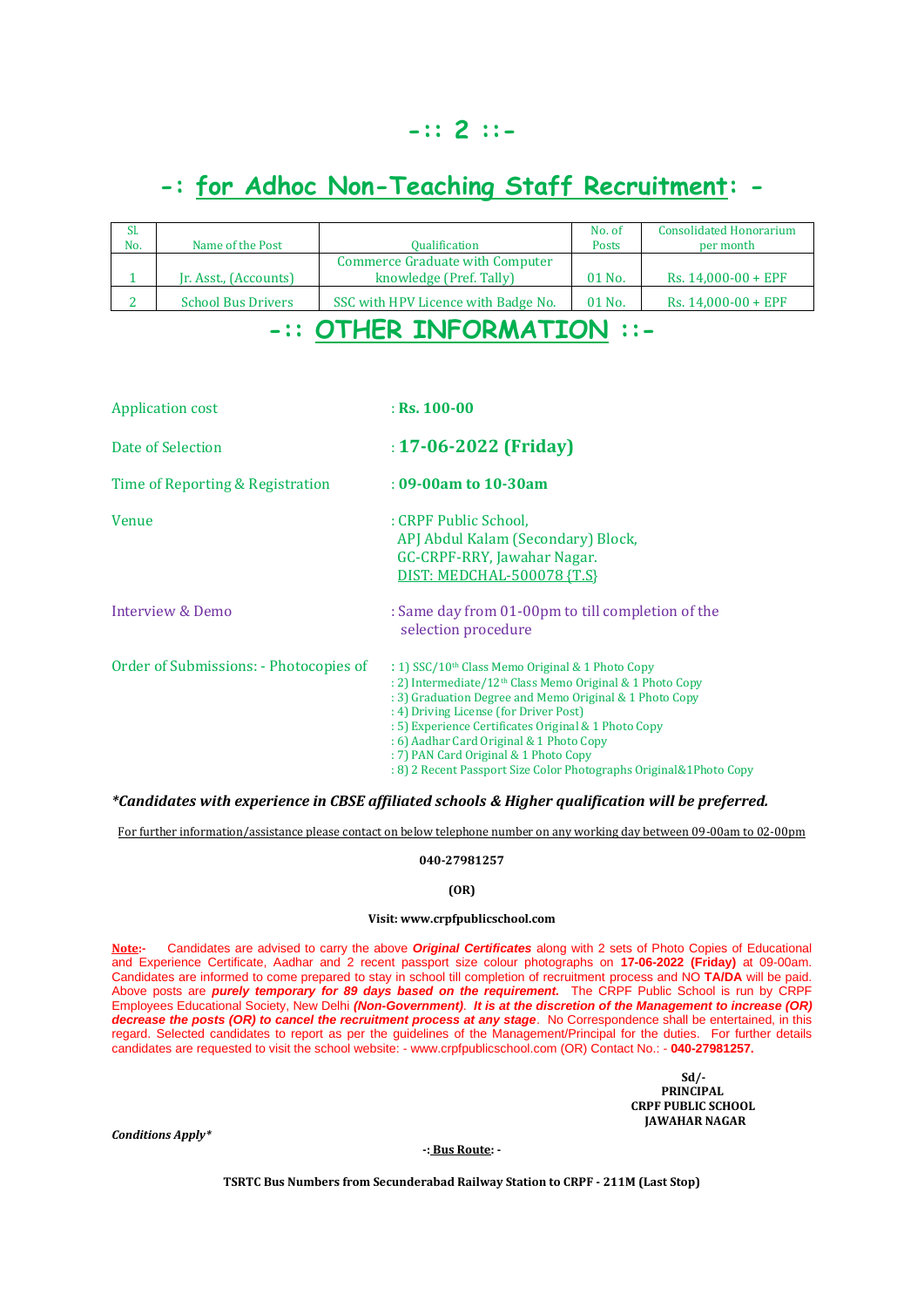# -: for Adhoc Non-Teaching Staff Recruitment: -

| Sl. No. | Name of the Post | Qualification | No. of Posts | Consolidated Honorarium per month |
|---|---|---|---|---|
| 1 | Jr. Asst., (Accounts) | Commerce Graduate with Computer knowledge (Pref. Tally) | 01 No. | Rs. 14,000-00 + EPF |
| 2 | School Bus Drivers | SSC with HPV Licence with Badge No. | 01 No. | Rs. 14,000-00 + EPF |

## -:: OTHER INFORMATION ::-

Application cost : **Rs. 100-00**

Date of Selection : **17-06-2022 (Friday)**

Time of Reporting & Registration : **09-00am to 10-30am**

Venue : CRPF Public School,
APJ Abdul Kalam (Secondary) Block,
GC-CRPF-RRY, Jawahar Nagar.
DIST: MEDCHAL-500078 {T.S}

Interview & Demo : Same day from 01-00pm to till completion of the selection procedure

Order of Submissions: - Photocopies of
: 1) SSC/10th Class Memo Original & 1 Photo Copy
: 2) Intermediate/12th Class Memo Original & 1 Photo Copy
: 3) Graduation Degree and Memo Original & 1 Photo Copy
: 4) Driving License (for Driver Post)
: 5) Experience Certificates Original & 1 Photo Copy
: 6) Aadhar Card Original & 1 Photo Copy
: 7) PAN Card Original & 1 Photo Copy
: 8) 2 Recent Passport Size Color Photographs Original&1Photo Copy

***Candidates with experience in CBSE affiliated schools & Higher qualification will be preferred.***

For further information/assistance please contact on below telephone number on any working day between 09-00am to 02-00pm

**040-27981257**

**(OR)**

**Visit: www.crpfpublicschool.com**

**Note:-** Candidates are advised to carry the above ***Original Certificates*** along with 2 sets of Photo Copies of Educational and Experience Certificate, Aadhar and 2 recent passport size colour photographs on **17-06-2022 (Friday)** at 09-00am. Candidates are informed to come prepared to stay in school till completion of recruitment process and NO **TA/DA** will be paid. Above posts are ***purely temporary for 89 days based on the requirement.*** The CRPF Public School is run by CRPF Employees Educational Society, New Delhi ***(Non-Government)***. ***It is at the discretion of the Management to increase (OR) decrease the posts (OR) to cancel the recruitment process at any stage***. No Correspondence shall be entertained, in this regard. Selected candidates to report as per the guidelines of the Management/Principal for the duties. For further details candidates are requested to visit the school website: - www.crpfpublicschool.com (OR) Contact No.: - **040-27981257.**

**Sd/-**
**PRINCIPAL**
**CRPF PUBLIC SCHOOL**
**JAWAHAR NAGAR**

*Conditions Apply**

**-: Bus Route: -**

**TSRTC Bus Numbers from Secunderabad Railway Station to CRPF - 211M (Last Stop)**